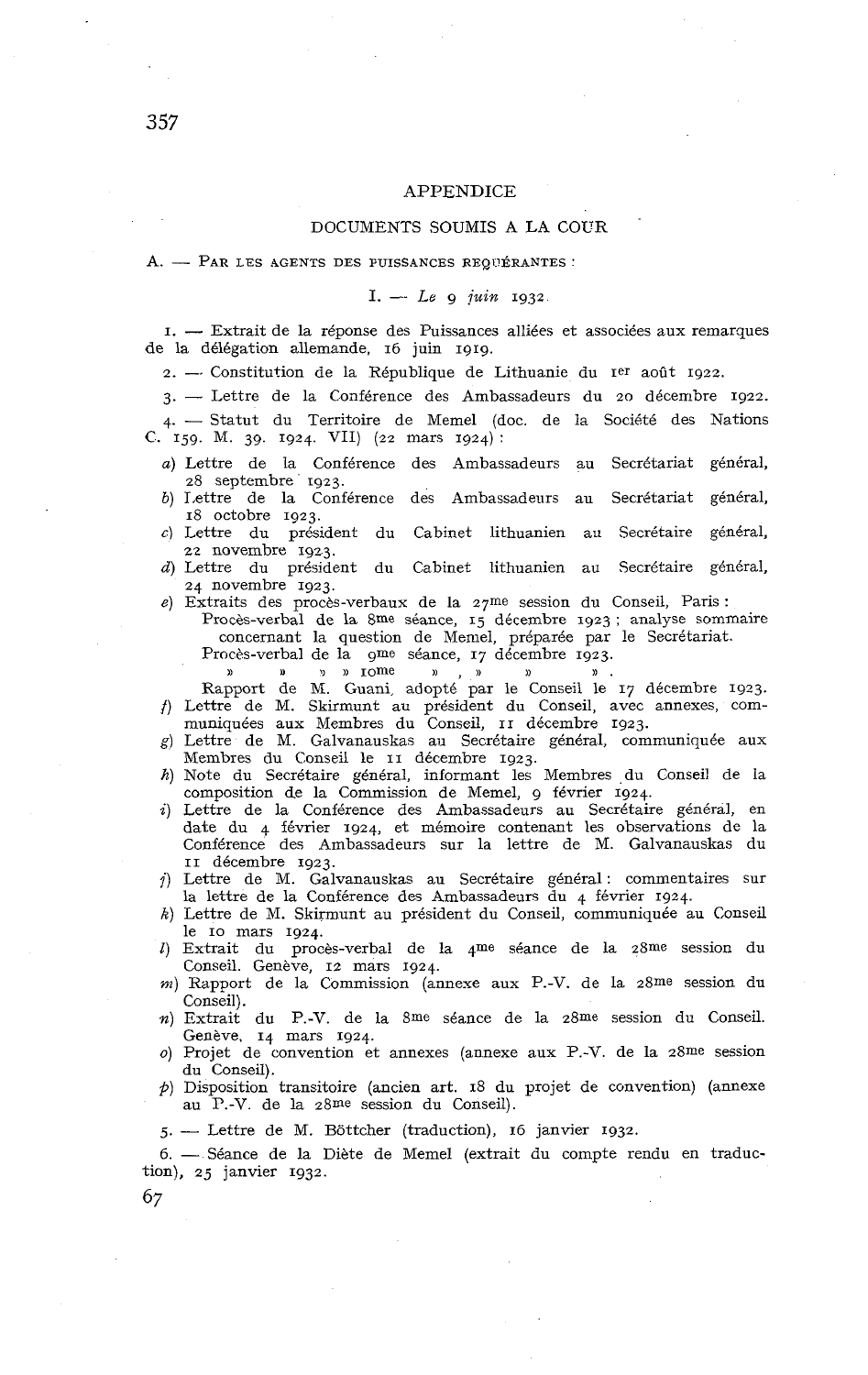# APPENDICE

## DOCUMENTS SOUMIS A LA COUR

A. — PAR LES AGENTS DES PUISSANCES REQUÉRANTES :

### I. — *Le 9 juin* 1932.

1. — Extrait de la réponse des Puissances alliées et associées aux remarques de la délégation allemande, 16 juin 1919.

2. — Constitution de la République de Lithuanie du 1er août 1922.

3. — Lettre de la Conférence des Ambassadeurs du 20 décembre 1922.

4. — Statut du Territoire de Memel (doc. de la Société des Nations C. 159. M. 39. 1924. VII) (22 mars 1924) :

*a*) Lettre de la Conférence des Ambassadeurs au Secrétariat général, 28 septembre 1923.

*b*) Lettre de la Conférence des Ambassadeurs au Secrétariat général, 18 octobre 1923.

*c*) Lettre du président du Cabinet lithuanien au Secrétaire général, 22 novembre 1923.

*d*) Lettre du président du Cabinet lithuanien au Secrétaire général, 24 novembre 1923.

*e*) Extraits des procès-verbaux de la 27me session du Conseil, Paris :
Procès-verbal de la 8me séance, 15 décembre 1923 ; analyse sommaire concernant la question de Memel, préparée par le Secrétariat.
Procès-verbal de la 9me séance, 17 décembre 1923.
» » » » 10me » , » » » .
Rapport de M. Guani, adopté par le Conseil le 17 décembre 1923.

*f*) Lettre de M. Skirmunt au président du Conseil, avec annexes, communiquées aux Membres du Conseil, 11 décembre 1923.

*g*) Lettre de M. Galvanauskas au Secrétaire général, communiquée aux Membres du Conseil le 11 décembre 1923.

*h*) Note du Secrétaire général, informant les Membres du Conseil de la composition de la Commission de Memel, 9 février 1924.

*i*) Lettre de la Conférence des Ambassadeurs au Secrétaire général, en date du 4 février 1924, et mémoire contenant les observations de la Conférence des Ambassadeurs sur la lettre de M. Galvanauskas du 11 décembre 1923.

*j*) Lettre de M. Galvanauskas au Secrétaire général : commentaires sur la lettre de la Conférence des Ambassadeurs du 4 février 1924.

*k*) Lettre de M. Skirmunt au président du Conseil, communiquée au Conseil le 10 mars 1924.

*l*) Extrait du procès-verbal de la 4me séance de la 28me session du Conseil. Genève, 12 mars 1924.

*m*) Rapport de la Commission (annexe aux P.-V. de la 28me session du Conseil).

*n*) Extrait du P.-V. de la 8me séance de la 28me session du Conseil. Genève, 14 mars 1924.

*o*) Projet de convention et annexes (annexe aux P.-V. de la 28me session du Conseil).

*p*) Disposition transitoire (ancien art. 18 du projet de convention) (annexe au P.-V. de la 28me session du Conseil).

5. — Lettre de M. Böttcher (traduction), 16 janvier 1932.

6. — Séance de la Diète de Memel (extrait du compte rendu en traduction), 25 janvier 1932.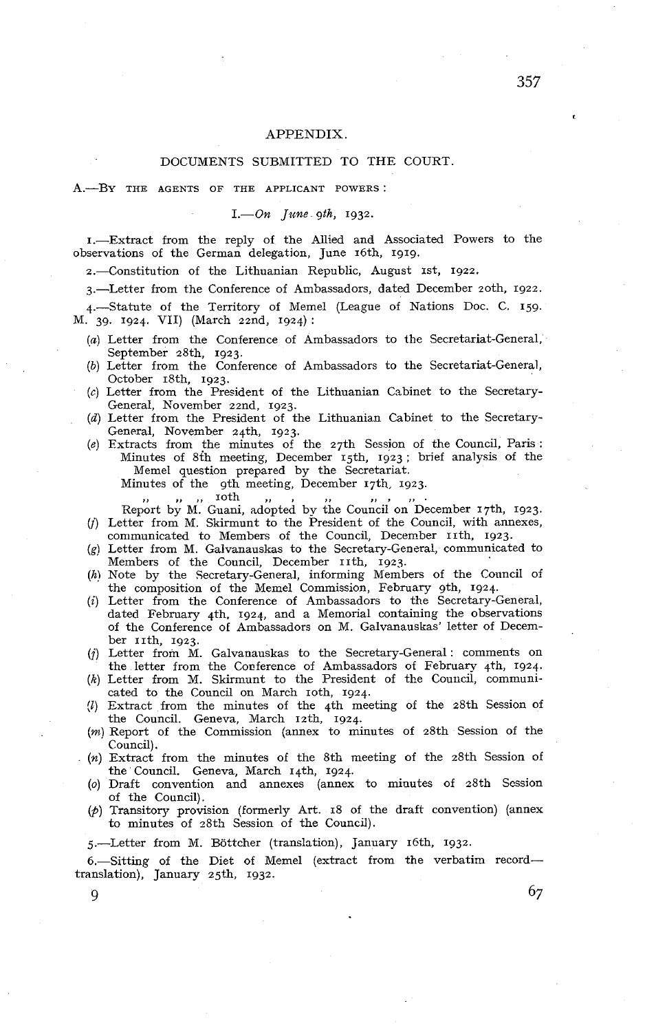# APPENDIX.

## DOCUMENTS SUBMITTED TO THE COURT.

A.—BY THE AGENTS OF THE APPLICANT POWERS:

I.—*On June 9th*, 1932.

1.—Extract from the reply of the Allied and Associated Powers to the observations of the German delegation, June 16th, 1919.

2.—Constitution of the Lithuanian Republic, August 1st, 1922.

3.—Letter from the Conference of Ambassadors, dated December 20th, 1922.

4.—Statute of the Territory of Memel (League of Nations Doc. C. 159. M. 39. 1924. VII) (March 22nd, 1924):

- (*a*) Letter from the Conference of Ambassadors to the Secretariat-General, September 28th, 1923.
- (*b*) Letter from the Conference of Ambassadors to the Secretariat-General, October 18th, 1923.
- (*c*) Letter from the President of the Lithuanian Cabinet to the Secretary-General, November 22nd, 1923.
- (*d*) Letter from the President of the Lithuanian Cabinet to the Secretary-General, November 24th, 1923.
- (*e*) Extracts from the minutes of the 27th Session of the Council, Paris: Minutes of 8th meeting, December 15th, 1923; brief analysis of the Memel question prepared by the Secretariat.
  Minutes of the 9th meeting, December 17th, 1923.
  " " " 10th " , " " , " .
  Report by M. Guani, adopted by the Council on December 17th, 1923.
- (*f*) Letter from M. Skirmunt to the President of the Council, with annexes, communicated to Members of the Council, December 11th, 1923.
- (*g*) Letter from M. Galvanauskas to the Secretary-General, communicated to Members of the Council, December 11th, 1923.
- (*h*) Note by the Secretary-General, informing Members of the Council of the composition of the Memel Commission, February 9th, 1924.
- (*i*) Letter from the Conference of Ambassadors to the Secretary-General, dated February 4th, 1924, and a Memorial containing the observations of the Conference of Ambassadors on M. Galvanauskas' letter of December 11th, 1923.
- (*j*) Letter from M. Galvanauskas to the Secretary-General: comments on the letter from the Conference of Ambassadors of February 4th, 1924.
- (*k*) Letter from M. Skirmunt to the President of the Council, communicated to the Council on March 10th, 1924.
- (*l*) Extract from the minutes of the 4th meeting of the 28th Session of the Council. Geneva, March 12th, 1924.
- (*m*) Report of the Commission (annex to minutes of 28th Session of the Council).
- (*n*) Extract from the minutes of the 8th meeting of the 28th Session of the Council. Geneva, March 14th, 1924.
- (*o*) Draft convention and annexes (annex to minutes of 28th Session of the Council).
- (*p*) Transitory provision (formerly Art. 18 of the draft convention) (annex to minutes of 28th Session of the Council).

5.—Letter from M. Böttcher (translation), January 16th, 1932.

6.—Sitting of the Diet of Memel (extract from the verbatim record—translation), January 25th, 1932.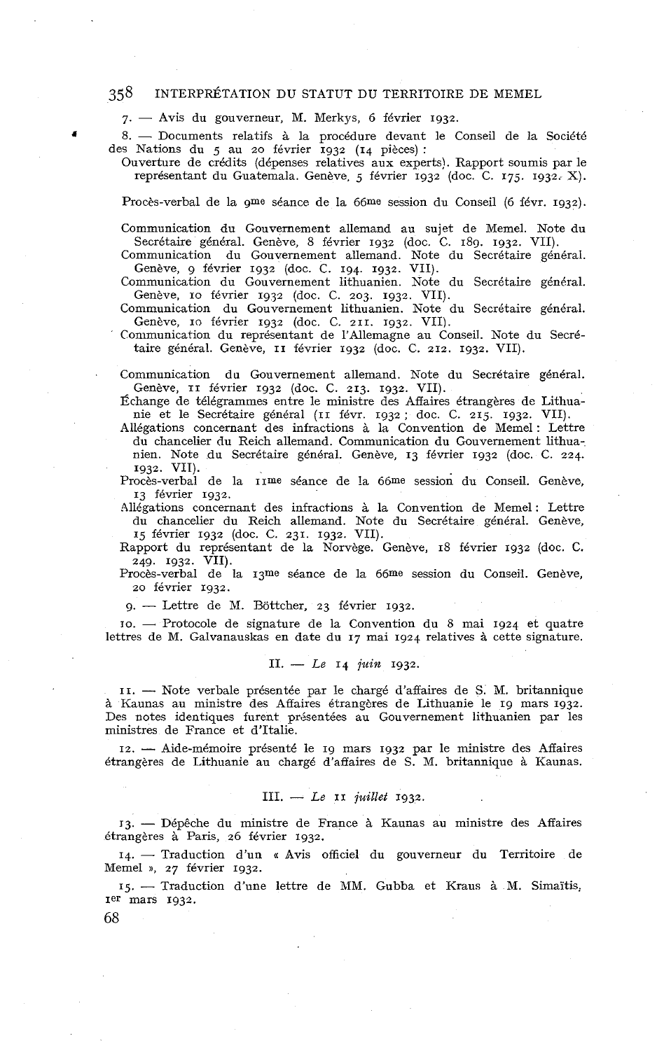7. — Avis du gouverneur, M. Merkys, 6 février 1932.

8. — Documents relatifs à la procédure devant le Conseil de la Société des Nations du 5 au 20 février 1932 (14 pièces) :

Ouverture de crédits (dépenses relatives aux experts). Rapport soumis par le représentant du Guatemala. Genève, 5 février 1932 (doc. C. 175. 1932. X).

Procès-verbal de la 9me séance de la 66me session du Conseil (6 févr. 1932).

Communication du Gouvernement allemand au sujet de Memel. Note du Secrétaire général. Genève, 8 février 1932 (doc. C. 189. 1932. VII).

Communication du Gouvernement allemand. Note du Secrétaire général. Genève, 9 février 1932 (doc. C. 194. 1932. VII).

Communication du Gouvernement lithuanien. Note du Secrétaire général. Genève, 10 février 1932 (doc. C. 203. 1932. VII).

Communication du Gouvernement lithuanien. Note du Secrétaire général. Genève, 10 février 1932 (doc. C. 211. 1932. VII).

Communication du représentant de l'Allemagne au Conseil. Note du Secrétaire général. Genève, 11 février 1932 (doc. C. 212. 1932. VII).

Communication du Gouvernement allemand. Note du Secrétaire général. Genève, 11 février 1932 (doc. C. 213. 1932. VII).

Échange de télégrammes entre le ministre des Affaires étrangères de Lithuanie et le Secrétaire général (11 févr. 1932 ; doc. C. 215. 1932. VII).

Allégations concernant des infractions à la Convention de Memel : Lettre du chancelier du Reich allemand. Communication du Gouvernement lithuanien. Note du Secrétaire général. Genève, 13 février 1932 (doc. C. 224. 1932. VII).

Procès-verbal de la 11me séance de la 66me session du Conseil. Genève, 13 février 1932.

Allégations concernant des infractions à la Convention de Memel : Lettre du chancelier du Reich allemand. Note du Secrétaire général. Genève, 15 février 1932 (doc. C. 231. 1932. VII).

Rapport du représentant de la Norvège. Genève, 18 février 1932 (doc. C. 249. 1932. VII).

Procès-verbal de la 13me séance de la 66me session du Conseil. Genève, 20 février 1932.

9. — Lettre de M. Böttcher, 23 février 1932.

10. — Protocole de signature de la Convention du 8 mai 1924 et quatre lettres de M. Galvanauskas en date du 17 mai 1924 relatives à cette signature.

## II. — *Le* 14 *juin* 1932.

11. — Note verbale présentée par le chargé d'affaires de S. M. britannique à Kaunas au ministre des Affaires étrangères de Lithuanie le 19 mars 1932. Des notes identiques furent présentées au Gouvernement lithuanien par les ministres de France et d'Italie.

12. — Aide-mémoire présenté le 19 mars 1932 par le ministre des Affaires étrangères de Lithuanie au chargé d'affaires de S. M. britannique à Kaunas.

## III. — *Le* 11 *juillet* 1932.

13. — Dépêche du ministre de France à Kaunas au ministre des Affaires étrangères à Paris, 26 février 1932.

14. — Traduction d'un « Avis officiel du gouverneur du Territoire de Memel », 27 février 1932.

15. — Traduction d'une lettre de MM. Gubba et Kraus à M. Simaïtis, 1er mars 1932.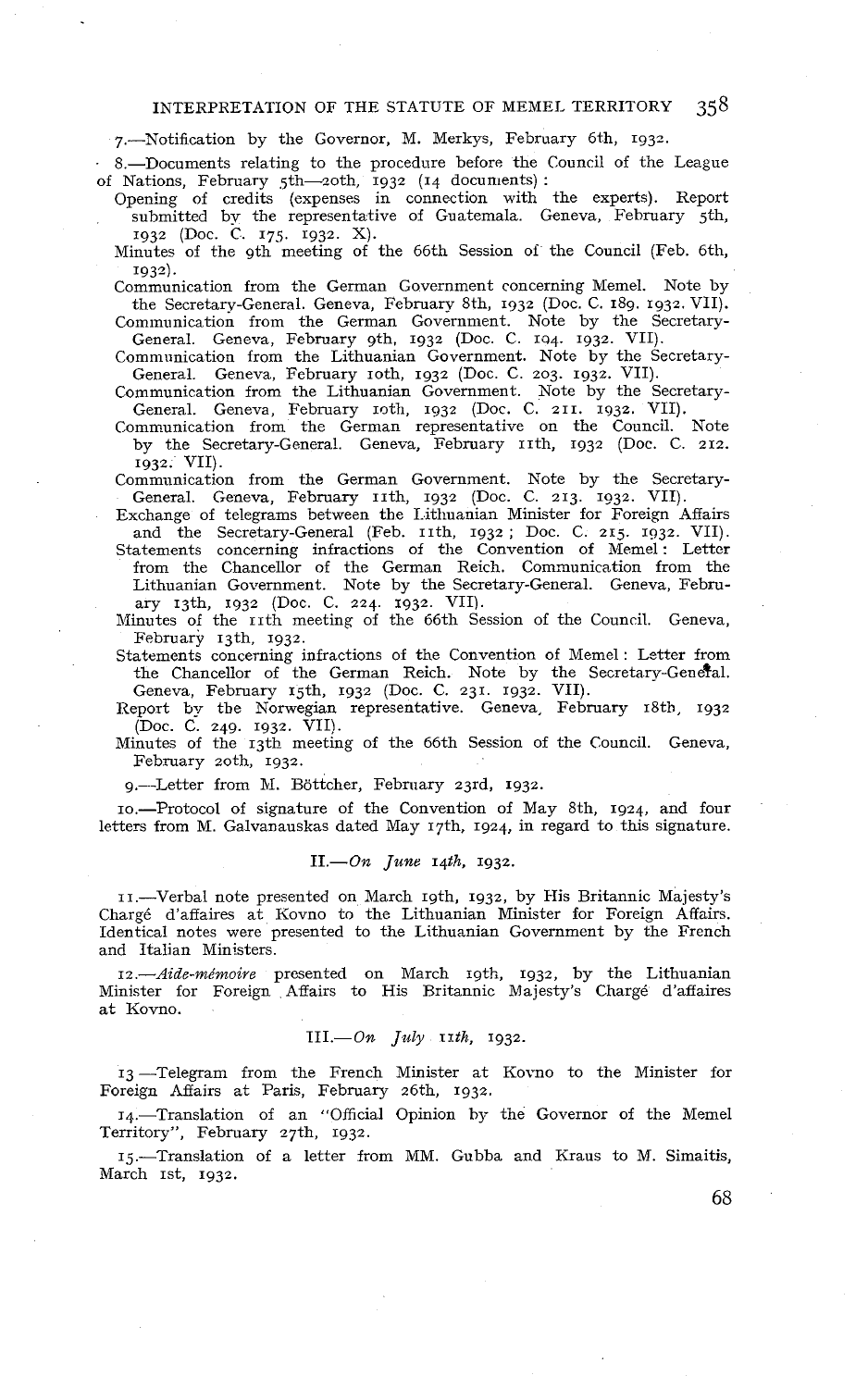7.—Notification by the Governor, M. Merkys, February 6th, 1932.

8.—Documents relating to the procedure before the Council of the League of Nations, February 5th—20th, 1932 (14 documents):

Opening of credits (expenses in connection with the experts). Report submitted by the representative of Guatemala. Geneva, February 5th, 1932 (Doc. C. 175. 1932. X).

Minutes of the 9th meeting of the 66th Session of the Council (Feb. 6th, 1932).

Communication from the German Government concerning Memel. Note by the Secretary-General. Geneva, February 8th, 1932 (Doc. C. 189. 1932. VII).

Communication from the German Government. Note by the Secretary-General. Geneva, February 9th, 1932 (Doc. C. 194. 1932. VII).

Communication from the Lithuanian Government. Note by the Secretary-General. Geneva, February 10th, 1932 (Doc. C. 203. 1932. VII).

Communication from the Lithuanian Government. Note by the Secretary-General. Geneva, February 10th, 1932 (Doc. C. 211. 1932. VII).

Communication from the German representative on the Council. Note by the Secretary-General. Geneva, February 11th, 1932 (Doc. C. 212. 1932. VII).

Communication from the German Government. Note by the Secretary-General. Geneva, February 11th, 1932 (Doc. C. 213. 1932. VII).

Exchange of telegrams between the Lithuanian Minister for Foreign Affairs and the Secretary-General (Feb. 11th, 1932; Doc. C. 215. 1932. VII).

Statements concerning infractions of the Convention of Memel: Letter from the Chancellor of the German Reich. Communication from the Lithuanian Government. Note by the Secretary-General. Geneva, February 13th, 1932 (Doc. C. 224. 1932. VII).

Minutes of the 11th meeting of the 66th Session of the Council. Geneva, February 13th, 1932.

Statements concerning infractions of the Convention of Memel: Letter from the Chancellor of the German Reich. Note by the Secretary-General. Geneva, February 15th, 1932 (Doc. C. 231. 1932. VII).

Report by the Norwegian representative. Geneva, February 18th, 1932 (Doc. C. 249. 1932. VII).

Minutes of the 13th meeting of the 66th Session of the Council. Geneva, February 20th, 1932.

9.—Letter from M. Böttcher, February 23rd, 1932.

10.—Protocol of signature of the Convention of May 8th, 1924, and four letters from M. Galvanauskas dated May 17th, 1924, in regard to this signature.

### II.—*On June 14th,* 1932.

11.—Verbal note presented on March 19th, 1932, by His Britannic Majesty's Chargé d'affaires at Kovno to the Lithuanian Minister for Foreign Affairs. Identical notes were presented to the Lithuanian Government by the French and Italian Ministers.

12.—*Aide-mémoire* presented on March 19th, 1932, by the Lithuanian Minister for Foreign Affairs to His Britannic Majesty's Chargé d'affaires at Kovno.

### III.—*On July 11th,* 1932.

13.—Telegram from the French Minister at Kovno to the Minister for Foreign Affairs at Paris, February 26th, 1932.

14.—Translation of an "Official Opinion by the Governor of the Memel Territory", February 27th, 1932.

15.—Translation of a letter from MM. Gubba and Kraus to M. Simaitis, March 1st, 1932.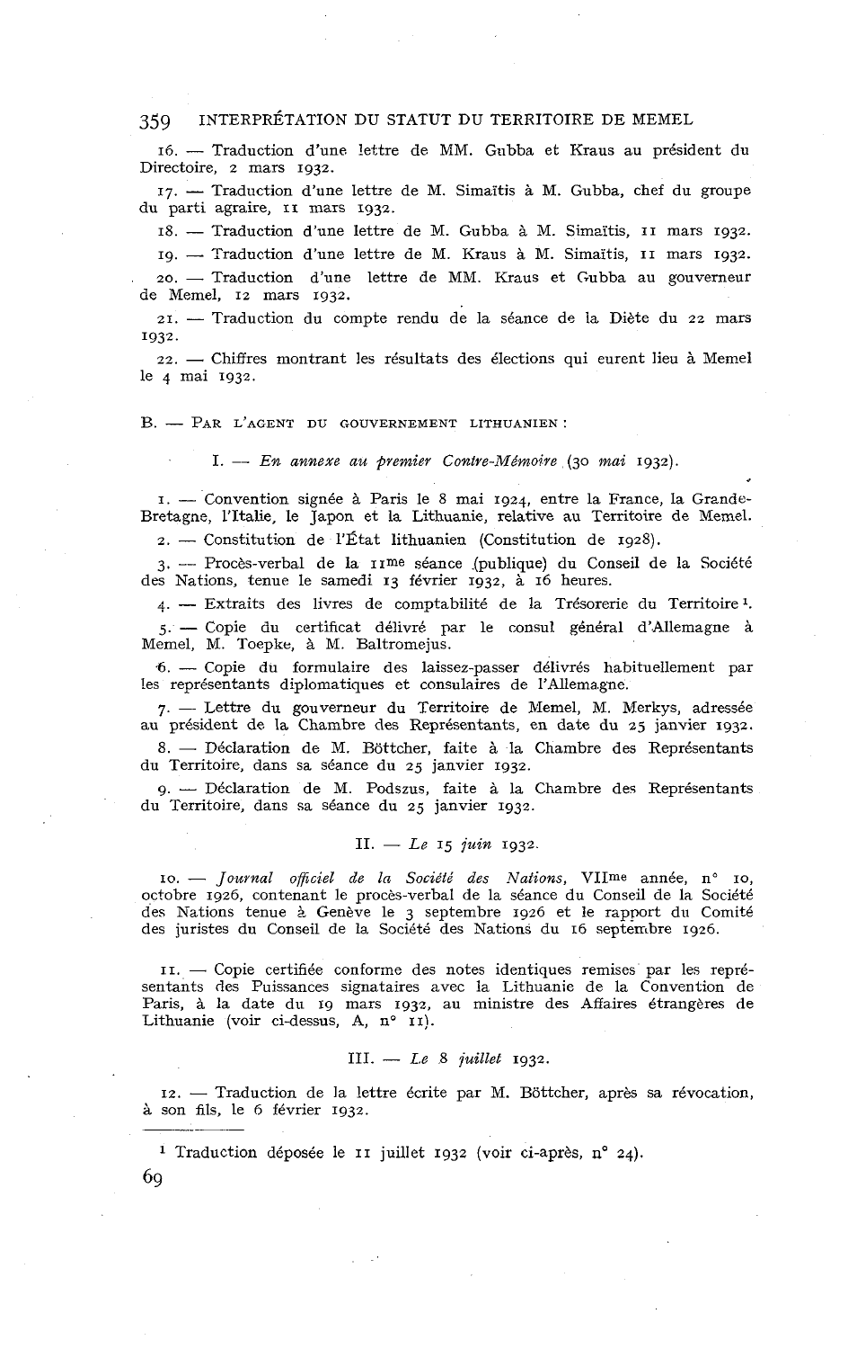16. — Traduction d'une lettre de MM. Gubba et Kraus au président du Directoire, 2 mars 1932.

17. — Traduction d'une lettre de M. Simaïtis à M. Gubba, chef du groupe du parti agraire, 11 mars 1932.

18. — Traduction d'une lettre de M. Gubba à M. Simaïtis, 11 mars 1932.

19. — Traduction d'une lettre de M. Kraus à M. Simaïtis, 11 mars 1932.

20. — Traduction d'une lettre de MM. Kraus et Gubba au gouverneur de Memel, 12 mars 1932.

21. — Traduction du compte rendu de la séance de la Diète du 22 mars 1932.

22. — Chiffres montrant les résultats des élections qui eurent lieu à Memel le 4 mai 1932.

B. — PAR L'AGENT DU GOUVERNEMENT LITHUANIEN :

I. — *En annexe au premier Contre-Mémoire* (30 *mai* 1932).

1. — Convention signée à Paris le 8 mai 1924, entre la France, la Grande-Bretagne, l'Italie, le Japon et la Lithuanie, relative au Territoire de Memel.

2. — Constitution de l'État lithuanien (Constitution de 1928).

3. — Procès-verbal de la 11me séance (publique) du Conseil de la Société des Nations, tenue le samedi 13 février 1932, à 16 heures.

4. — Extraits des livres de comptabilité de la Trésorerie du Territoire [1].

5. — Copie du certificat délivré par le consul général d'Allemagne à Memel, M. Toepke, à M. Baltromejus.

6. — Copie du formulaire des laissez-passer délivrés habituellement par les représentants diplomatiques et consulaires de l'Allemagne.

7. — Lettre du gouverneur du Territoire de Memel, M. Merkys, adressée au président de la Chambre des Représentants, en date du 25 janvier 1932.

8. — Déclaration de M. Böttcher, faite à la Chambre des Représentants du Territoire, dans sa séance du 25 janvier 1932.

9. — Déclaration de M. Podszus, faite à la Chambre des Représentants du Territoire, dans sa séance du 25 janvier 1932.

II. — *Le* 15 *juin* 1932.

10. — *Journal officiel de la Société des Nations*, VIIme année, n° 10, octobre 1926, contenant le procès-verbal de la séance du Conseil de la Société des Nations tenue à Genève le 3 septembre 1926 et le rapport du Comité des juristes du Conseil de la Société des Nations du 16 septembre 1926.

11. — Copie certifiée conforme des notes identiques remises par les représentants des Puissances signataires avec la Lithuanie de la Convention de Paris, à la date du 19 mars 1932, au ministre des Affaires étrangères de Lithuanie (voir ci-dessus, A, n° 11).

III. — *Le* 8 *juillet* 1932.

12. — Traduction de la lettre écrite par M. Böttcher, après sa révocation, à son fils, le 6 février 1932.

---

[1] Traduction déposée le 11 juillet 1932 (voir ci-après, n° 24).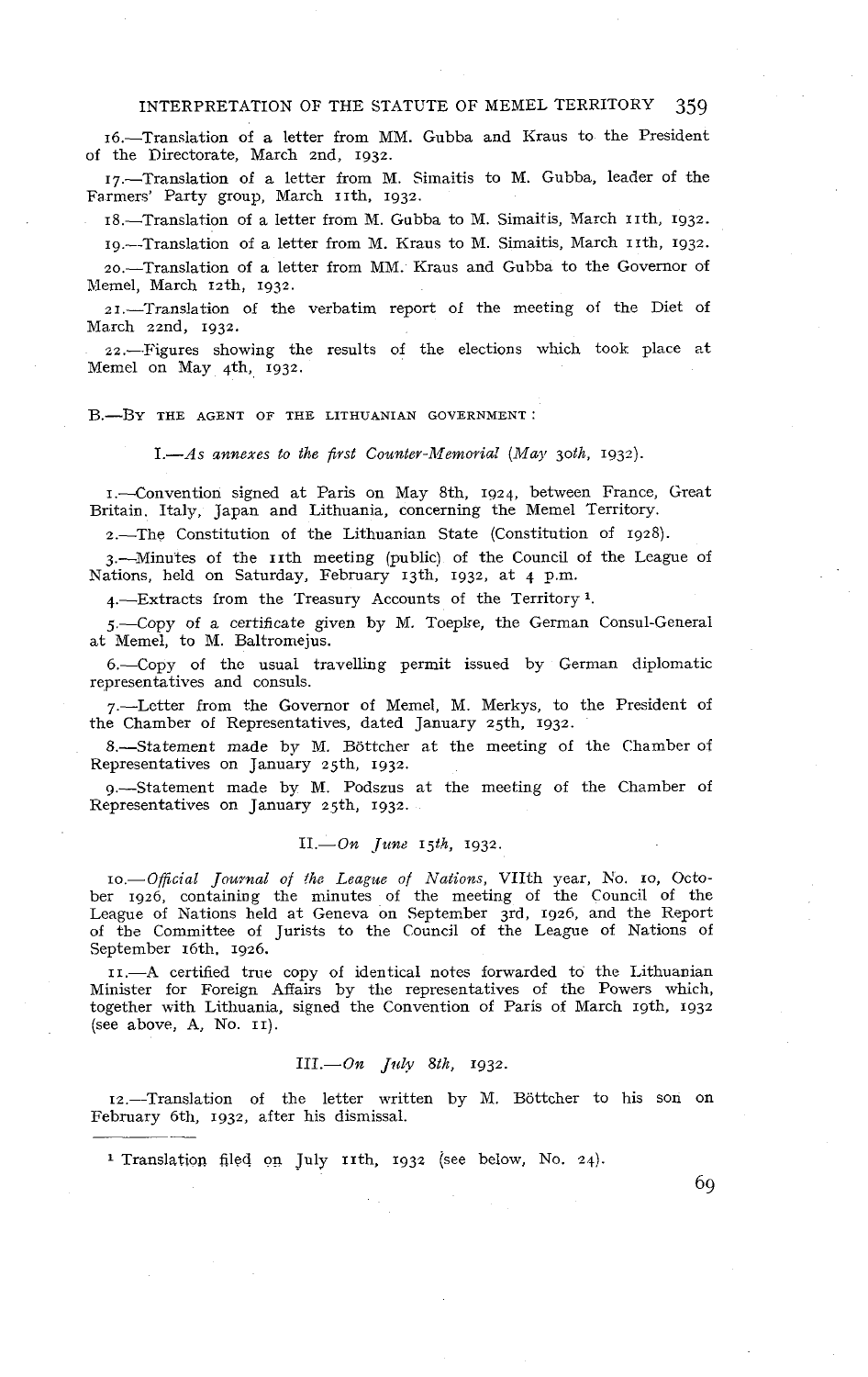16.—Translation of a letter from MM. Gubba and Kraus to the President of the Directorate, March 2nd, 1932.

17.—Translation of a letter from M. Simaitis to M. Gubba, leader of the Farmers' Party group, March 11th, 1932.

18.—Translation of a letter from M. Gubba to M. Simaitis, March 11th, 1932.

19.—Translation of a letter from M. Kraus to M. Simaitis, March 11th, 1932.

20.—Translation of a letter from MM. Kraus and Gubba to the Governor of Memel, March 12th, 1932.

21.—Translation of the verbatim report of the meeting of the Diet of March 22nd, 1932.

22.—Figures showing the results of the elections which took place at Memel on May 4th, 1932.

B.—By the agent of the Lithuanian Government:

I.—*As annexes to the first Counter-Memorial* (*May 30th,* 1932).

1.—Convention signed at Paris on May 8th, 1924, between France, Great Britain, Italy, Japan and Lithuania, concerning the Memel Territory.

2.—The Constitution of the Lithuanian State (Constitution of 1928).

3.—Minutes of the 11th meeting (public) of the Council of the League of Nations, held on Saturday, February 13th, 1932, at 4 p.m.

4.—Extracts from the Treasury Accounts of the Territory [1].

5.—Copy of a certificate given by M. Toepke, the German Consul-General at Memel, to M. Baltromejus.

6.—Copy of the usual travelling permit issued by German diplomatic representatives and consuls.

7.—Letter from the Governor of Memel, M. Merkys, to the President of the Chamber of Representatives, dated January 25th, 1932.

8.—Statement made by M. Böttcher at the meeting of the Chamber of Representatives on January 25th, 1932.

9.—Statement made by M. Podszus at the meeting of the Chamber of Representatives on January 25th, 1932.

II.—*On June 15th,* 1932.

10.—*Official Journal of the League of Nations*, VIIth year, No. 10, October 1926, containing the minutes of the meeting of the Council of the League of Nations held at Geneva on September 3rd, 1926, and the Report of the Committee of Jurists to the Council of the League of Nations of September 16th, 1926.

11.—A certified true copy of identical notes forwarded to the Lithuanian Minister for Foreign Affairs by the representatives of the Powers which, together with Lithuania, signed the Convention of Paris of March 19th, 1932 (see above, A, No. 11).

III.—*On July 8th,* 1932.

12.—Translation of the letter written by M. Böttcher to his son on February 6th, 1932, after his dismissal.

---

[1] Translation filed on July 11th, 1932 (see below, No. 24).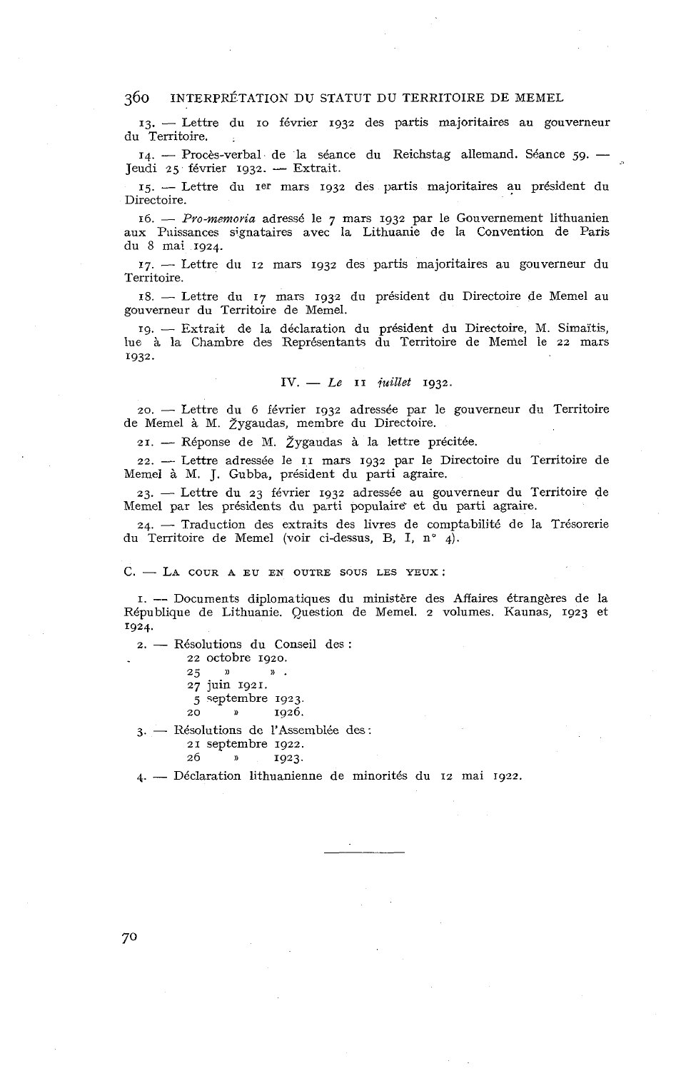13. — Lettre du 10 février 1932 des partis majoritaires au gouverneur du Territoire.

14. — Procès-verbal de la séance du Reichstag allemand. Séance 59. — Jeudi 25 février 1932. — Extrait.

15. — Lettre du 1er mars 1932 des partis majoritaires au président du Directoire.

16. — *Pro-memoria* adressé le 7 mars 1932 par le Gouvernement lithuanien aux Puissances signataires avec la Lithuanie de la Convention de Paris du 8 mai 1924.

17. — Lettre du 12 mars 1932 des partis majoritaires au gouverneur du Territoire.

18. — Lettre du 17 mars 1932 du président du Directoire de Memel au gouverneur du Territoire de Memel.

19. — Extrait de la déclaration du président du Directoire, M. Simaïtis, lue à la Chambre des Représentants du Territoire de Memel le 22 mars 1932.

IV. — *Le 11 juillet* 1932.

20. — Lettre du 6 février 1932 adressée par le gouverneur du Territoire de Memel à M. Žygaudas, membre du Directoire.

21. — Réponse de M. Žygaudas à la lettre précitée.

22. — Lettre adressée le 11 mars 1932 par le Directoire du Territoire de Memel à M. J. Gubba, président du parti agraire.

23. — Lettre du 23 février 1932 adressée au gouverneur du Territoire de Memel par les présidents du parti populaire et du parti agraire.

24. — Traduction des extraits des livres de comptabilité de la Trésorerie du Territoire de Memel (voir ci-dessus, B, I, n° 4).

C. — LA COUR A EU EN OUTRE SOUS LES YEUX :

1. — Documents diplomatiques du ministère des Affaires étrangères de la République de Lithuanie. Question de Memel. 2 volumes. Kaunas, 1923 et 1924.

2. — Résolutions du Conseil des :
 22 octobre 1920.
 25 » » .
 27 juin 1921.
 5 septembre 1923.
 20 » 1926.

3. — Résolutions de l'Assemblée des :
 21 septembre 1922.
 26 » 1923.

4. — Déclaration lithuanienne de minorités du 12 mai 1922.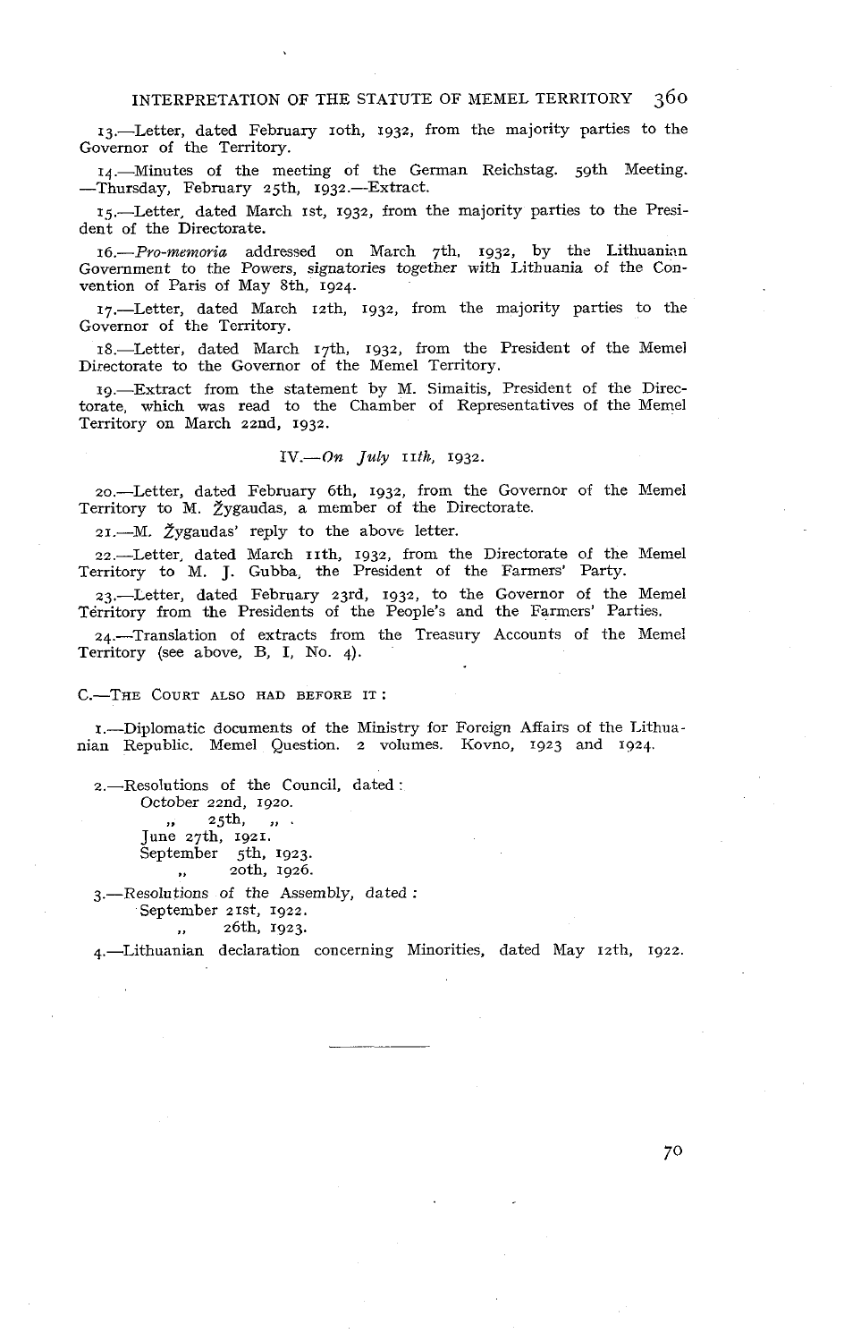13.—Letter, dated February 10th, 1932, from the majority parties to the Governor of the Territory.

14.—Minutes of the meeting of the German Reichstag. 59th Meeting. —Thursday, February 25th, 1932.—Extract.

15.—Letter, dated March 1st, 1932, from the majority parties to the President of the Directorate.

16.—*Pro-memoria* addressed on March 7th, 1932, by the Lithuanian Government to the Powers, signatories together with Lithuania of the Convention of Paris of May 8th, 1924.

17.—Letter, dated March 12th, 1932, from the majority parties to the Governor of the Territory.

18.—Letter, dated March 17th, 1932, from the President of the Memel Directorate to the Governor of the Memel Territory.

19.—Extract from the statement by M. Simaitis, President of the Directorate, which was read to the Chamber of Representatives of the Memel Territory on March 22nd, 1932.

IV.—*On July 11th,* 1932.

20.—Letter, dated February 6th, 1932, from the Governor of the Memel Territory to M. Žygaudas, a member of the Directorate.

21.—M. Žygaudas' reply to the above letter.

22.—Letter, dated March 11th, 1932, from the Directorate of the Memel Territory to M. J. Gubba, the President of the Farmers' Party.

23.—Letter, dated February 23rd, 1932, to the Governor of the Memel Territory from the Presidents of the People's and the Farmers' Parties.

24.—Translation of extracts from the Treasury Accounts of the Memel Territory (see above, B, I, No. 4).

C.—THE COURT ALSO HAD BEFORE IT:

1.—Diplomatic documents of the Ministry for Foreign Affairs of the Lithuanian Republic. Memel Question. 2 volumes. Kovno, 1923 and 1924.

2.—Resolutions of the Council, dated:
October 22nd, 1920.
" 25th, " .
June 27th, 1921.
September 5th, 1923.
" 20th, 1926.

3.—Resolutions of the Assembly, dated:
September 21st, 1922.
" 26th, 1923.

4.—Lithuanian declaration concerning Minorities, dated May 12th, 1922.